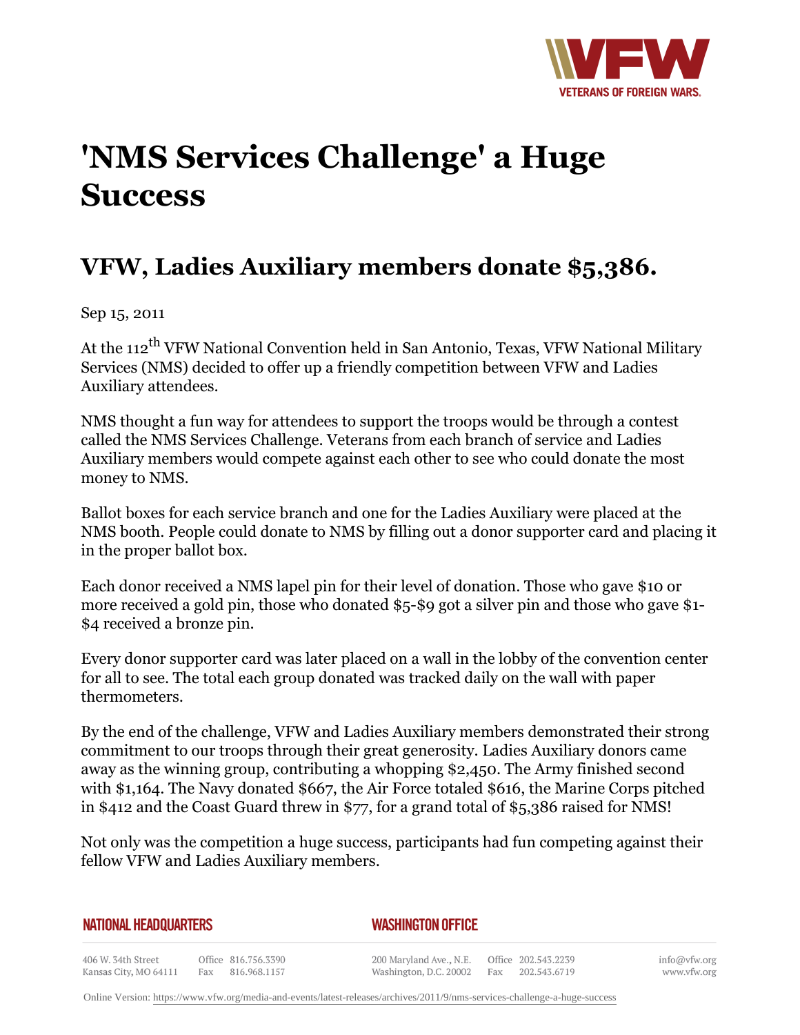# 'NMS Services Challenge' a Huge Success

## VFW, Ladies Auxiliary members donate $5,386.

Sep 15, 2011

At the 112th VFW National Convention held in San Antonio, Texas, VFW National Military Services (NMS) decided to offer up a friendly competition between VFW and Ladies Auxiliary attendees.

NMS thought a fun way for attendees to support the troops would be through a contest called the NMS Services Challenge. Veterans from each branch of service and Ladies Auxiliary members would compete against each other to see who could donate the most money to NMS.

Ballot boxes for each service branch and one for the Ladies Auxiliary were placed at the NMS booth. People could donate to NMS by filling out a donor supporter card and placing it in the proper ballot box.

Each donor received a NMS lapel pin for their level of donation. Those who gave $10 or more received a gold pin, those who donated $5-$9 got a silver pin and those who gave $1-$4 received a bronze pin.

Every donor supporter card was later placed on a wall in the lobby of the convention center for all to see. The total each group donated was tracked daily on the wall with paper thermometers.

By the end of the challenge, VFW and Ladies Auxiliary members demonstrated their strong commitment to our troops through their great generosity. Ladies Auxiliary donors came away as the winning group, contributing a whopping $2,450. The Army finished second with $1,164. The Navy donated $667, the Air Force totaled $616, the Marine Corps pitched in $412 and the Coast Guard threw in $77, for a grand total of $5,386 raised for NMS!

Not only was the competition a huge success, participants had fun competing against their fellow VFW and Ladies Auxiliary members.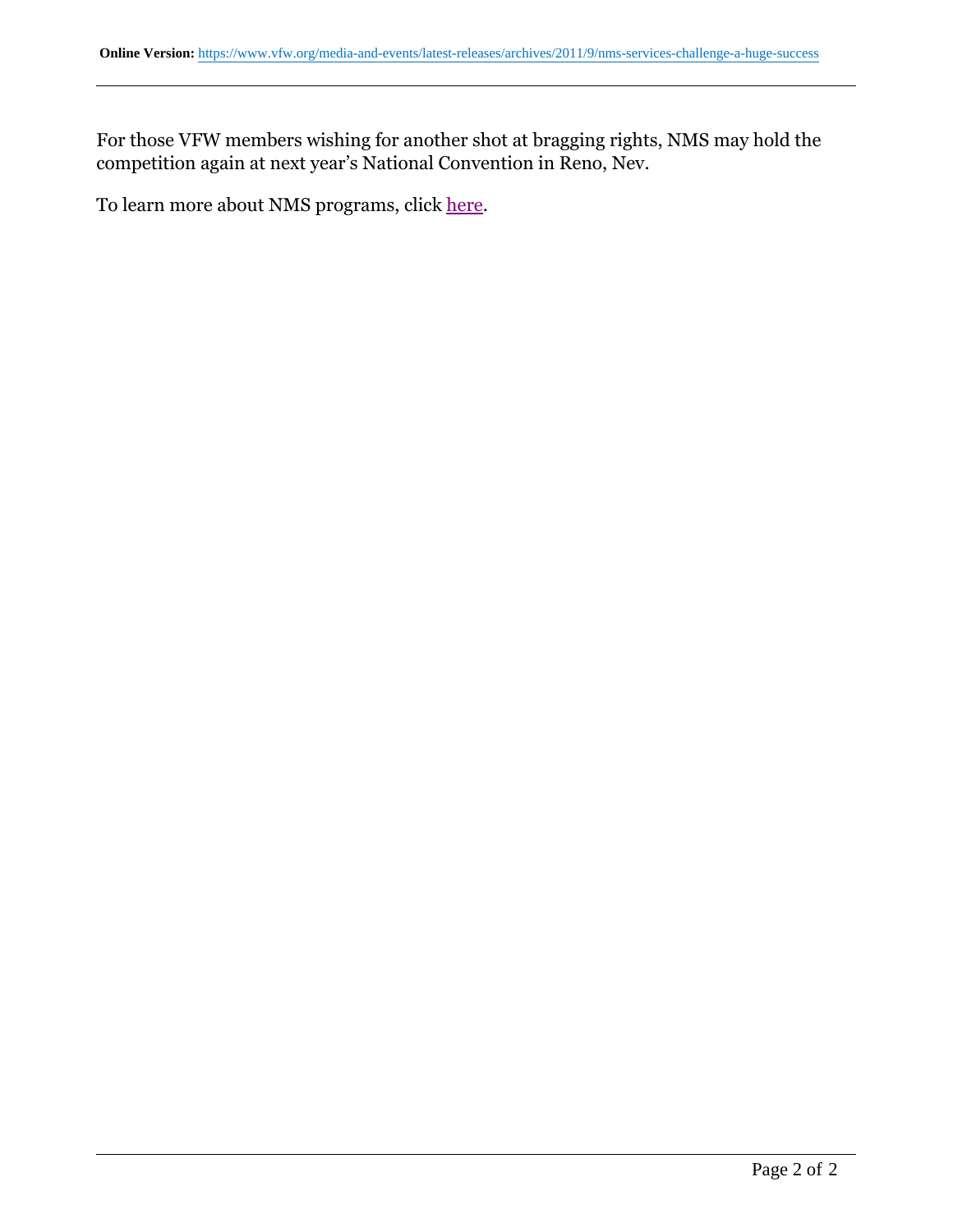For those VFW members wishing for another shot at bragging rights, NMS may hold the competition again at next year's National Convention in Reno, Nev.

To learn more about NMS programs, click here.